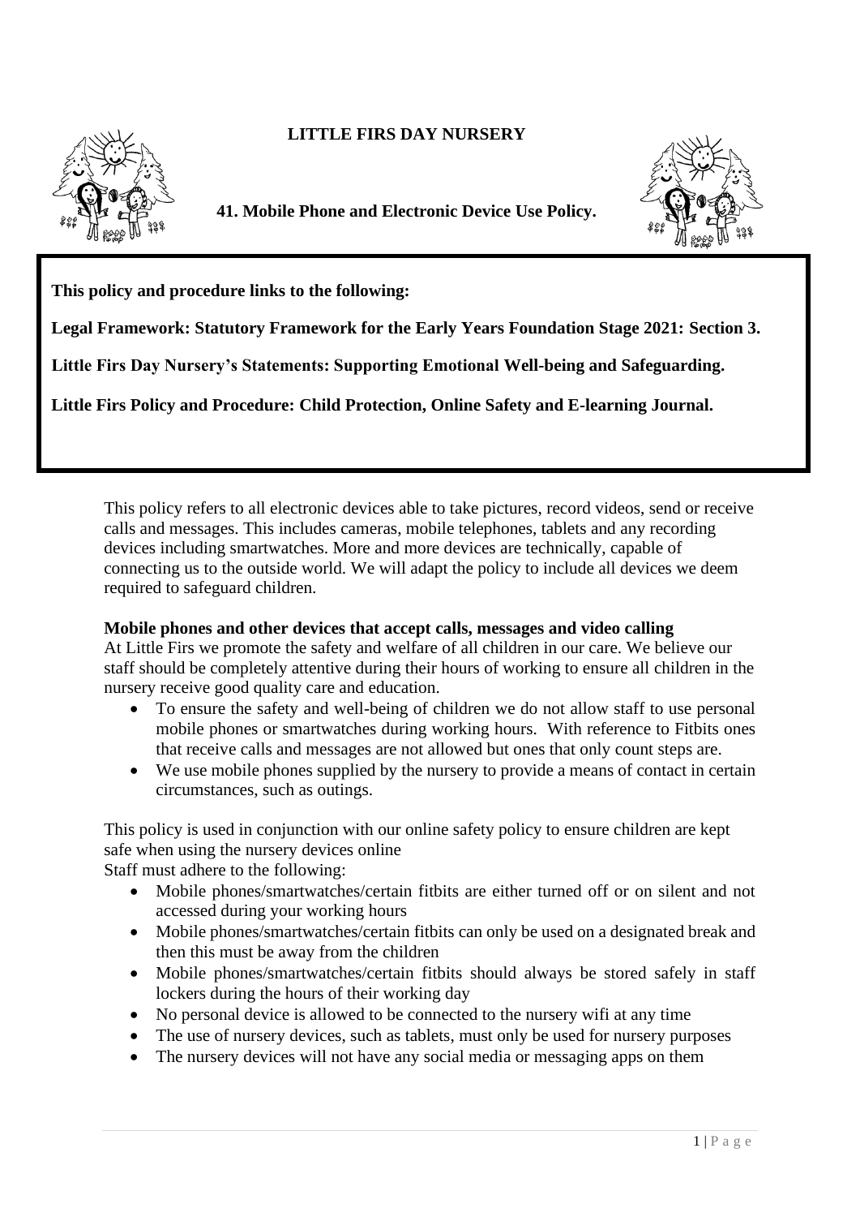# LITTLE FIRS DAY NURSERY

## 41. Mobile Phone and Electronic Device Use Policy.

**This policy and procedure links to the following:**

**Legal Framework: Statutory Framework for the Early Years Foundation Stage 2021: Section 3.**

**Little Firs Day Nursery's Statements: Supporting Emotional Well-being and Safeguarding.**

**Little Firs Policy and Procedure: Child Protection, Online Safety and E-learning Journal.**

This policy refers to all electronic devices able to take pictures, record videos, send or receive calls and messages. This includes cameras, mobile telephones, tablets and any recording devices including smartwatches. More and more devices are technically, capable of connecting us to the outside world. We will adapt the policy to include all devices we deem required to safeguard children.

**Mobile phones and other devices that accept calls, messages and video calling**

At Little Firs we promote the safety and welfare of all children in our care. We believe our staff should be completely attentive during their hours of working to ensure all children in the nursery receive good quality care and education.

- To ensure the safety and well-being of children we do not allow staff to use personal mobile phones or smartwatches during working hours. With reference to Fitbits ones that receive calls and messages are not allowed but ones that only count steps are.
- We use mobile phones supplied by the nursery to provide a means of contact in certain circumstances, such as outings.

This policy is used in conjunction with our online safety policy to ensure children are kept safe when using the nursery devices online

Staff must adhere to the following:

- Mobile phones/smartwatches/certain fitbits are either turned off or on silent and not accessed during your working hours
- Mobile phones/smartwatches/certain fitbits can only be used on a designated break and then this must be away from the children
- Mobile phones/smartwatches/certain fitbits should always be stored safely in staff lockers during the hours of their working day
- No personal device is allowed to be connected to the nursery wifi at any time
- The use of nursery devices, such as tablets, must only be used for nursery purposes
- The nursery devices will not have any social media or messaging apps on them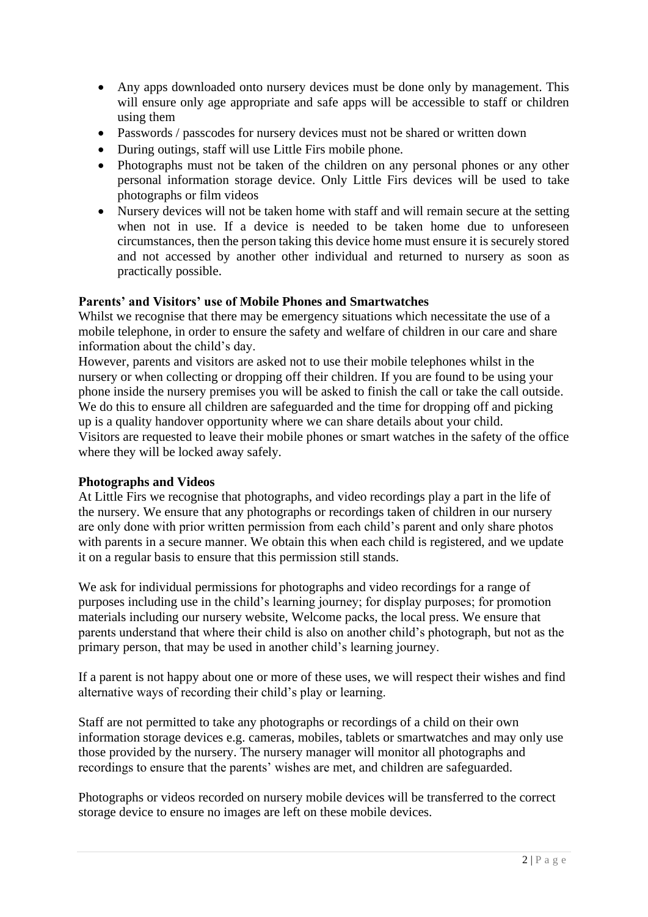- Any apps downloaded onto nursery devices must be done only by management. This will ensure only age appropriate and safe apps will be accessible to staff or children using them
- Passwords / passcodes for nursery devices must not be shared or written down
- During outings, staff will use Little Firs mobile phone.
- Photographs must not be taken of the children on any personal phones or any other personal information storage device. Only Little Firs devices will be used to take photographs or film videos
- Nursery devices will not be taken home with staff and will remain secure at the setting when not in use. If a device is needed to be taken home due to unforeseen circumstances, then the person taking this device home must ensure it is securely stored and not accessed by another other individual and returned to nursery as soon as practically possible.

**Parents' and Visitors' use of Mobile Phones and Smartwatches**

Whilst we recognise that there may be emergency situations which necessitate the use of a mobile telephone, in order to ensure the safety and welfare of children in our care and share information about the child's day.

However, parents and visitors are asked not to use their mobile telephones whilst in the nursery or when collecting or dropping off their children. If you are found to be using your phone inside the nursery premises you will be asked to finish the call or take the call outside. We do this to ensure all children are safeguarded and the time for dropping off and picking up is a quality handover opportunity where we can share details about your child.

Visitors are requested to leave their mobile phones or smart watches in the safety of the office where they will be locked away safely.

**Photographs and Videos**

At Little Firs we recognise that photographs, and video recordings play a part in the life of the nursery. We ensure that any photographs or recordings taken of children in our nursery are only done with prior written permission from each child's parent and only share photos with parents in a secure manner. We obtain this when each child is registered, and we update it on a regular basis to ensure that this permission still stands.

We ask for individual permissions for photographs and video recordings for a range of purposes including use in the child's learning journey; for display purposes; for promotion materials including our nursery website, Welcome packs, the local press. We ensure that parents understand that where their child is also on another child's photograph, but not as the primary person, that may be used in another child's learning journey.

If a parent is not happy about one or more of these uses, we will respect their wishes and find alternative ways of recording their child's play or learning.

Staff are not permitted to take any photographs or recordings of a child on their own information storage devices e.g. cameras, mobiles, tablets or smartwatches and may only use those provided by the nursery. The nursery manager will monitor all photographs and recordings to ensure that the parents' wishes are met, and children are safeguarded.

Photographs or videos recorded on nursery mobile devices will be transferred to the correct storage device to ensure no images are left on these mobile devices.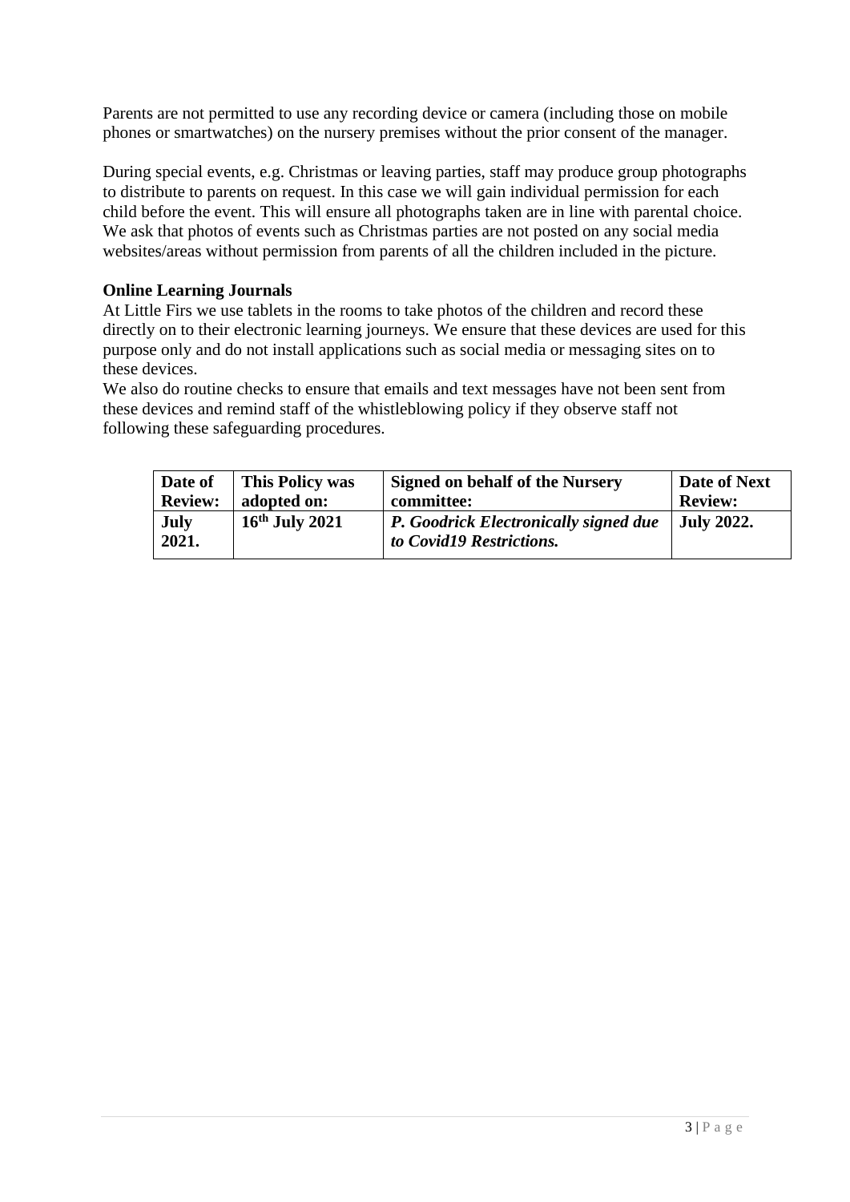Parents are not permitted to use any recording device or camera (including those on mobile phones or smartwatches) on the nursery premises without the prior consent of the manager.

During special events, e.g. Christmas or leaving parties, staff may produce group photographs to distribute to parents on request. In this case we will gain individual permission for each child before the event. This will ensure all photographs taken are in line with parental choice. We ask that photos of events such as Christmas parties are not posted on any social media websites/areas without permission from parents of all the children included in the picture.

**Online Learning Journals**

At Little Firs we use tablets in the rooms to take photos of the children and record these directly on to their electronic learning journeys. We ensure that these devices are used for this purpose only and do not install applications such as social media or messaging sites on to these devices.

We also do routine checks to ensure that emails and text messages have not been sent from these devices and remind staff of the whistleblowing policy if they observe staff not following these safeguarding procedures.

| **Date of Review:** | **This Policy was adopted on:** | **Signed on behalf of the Nursery committee:** | **Date of Next Review:** |
|---|---|---|---|
| **July 2021.** | **16th July 2021** | ***P. Goodrick Electronically signed due to Covid19 Restrictions.*** | **July 2022.** |